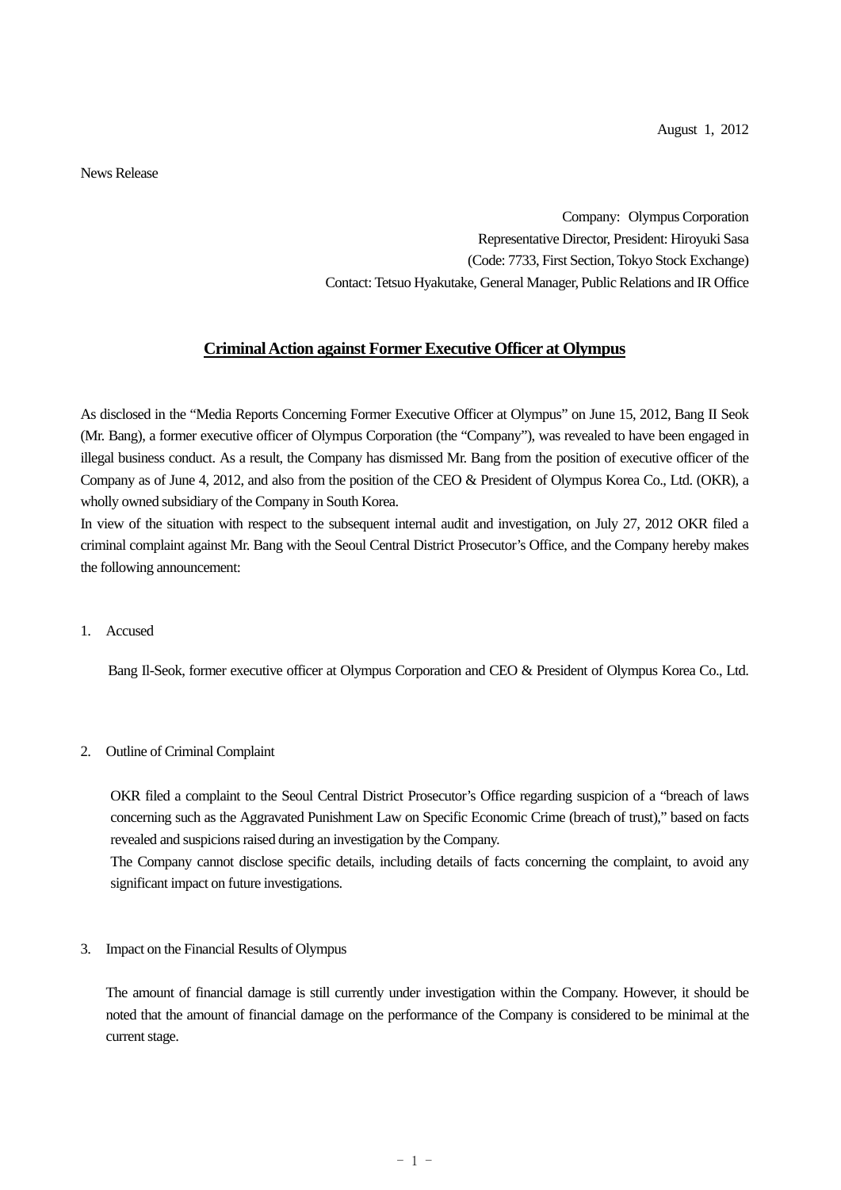August 1, 2012

News Release

Company: Olympus Corporation
Representative Director, President: Hiroyuki Sasa
(Code: 7733, First Section, Tokyo Stock Exchange)
Contact: Tetsuo Hyakutake, General Manager, Public Relations and IR Office

## Criminal Action against Former Executive Officer at Olympus

As disclosed in the "Media Reports Concerning Former Executive Officer at Olympus" on June 15, 2012, Bang II Seok (Mr. Bang), a former executive officer of Olympus Corporation (the "Company"), was revealed to have been engaged in illegal business conduct. As a result, the Company has dismissed Mr. Bang from the position of executive officer of the Company as of June 4, 2012, and also from the position of the CEO & President of Olympus Korea Co., Ltd. (OKR), a wholly owned subsidiary of the Company in South Korea.

In view of the situation with respect to the subsequent internal audit and investigation, on July 27, 2012 OKR filed a criminal complaint against Mr. Bang with the Seoul Central District Prosecutor's Office, and the Company hereby makes the following announcement:

1. Accused

   Bang Il-Seok, former executive officer at Olympus Corporation and CEO & President of Olympus Korea Co., Ltd.

2. Outline of Criminal Complaint

   OKR filed a complaint to the Seoul Central District Prosecutor's Office regarding suspicion of a "breach of laws concerning such as the Aggravated Punishment Law on Specific Economic Crime (breach of trust)," based on facts revealed and suspicions raised during an investigation by the Company.

   The Company cannot disclose specific details, including details of facts concerning the complaint, to avoid any significant impact on future investigations.

3. Impact on the Financial Results of Olympus

   The amount of financial damage is still currently under investigation within the Company. However, it should be noted that the amount of financial damage on the performance of the Company is considered to be minimal at the current stage.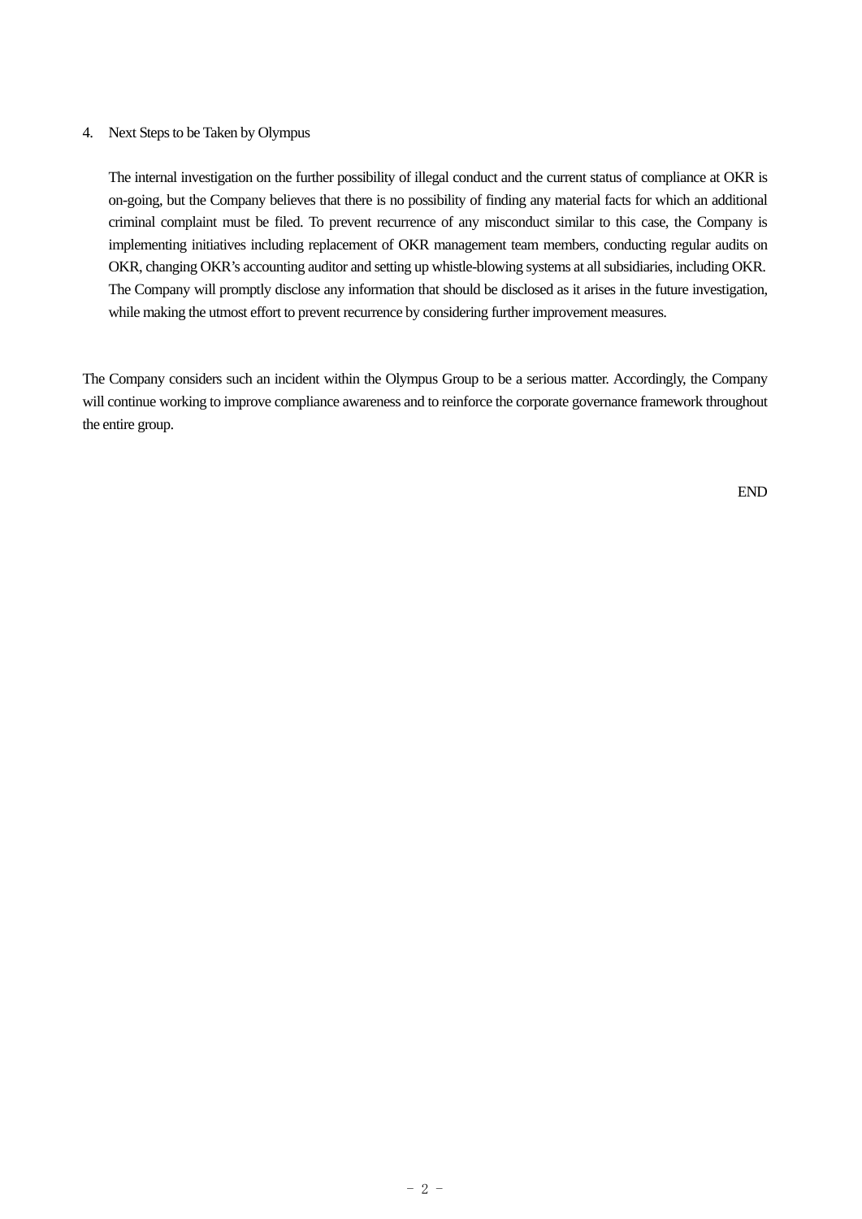## 4. Next Steps to be Taken by Olympus

The internal investigation on the further possibility of illegal conduct and the current status of compliance at OKR is on-going, but the Company believes that there is no possibility of finding any material facts for which an additional criminal complaint must be filed. To prevent recurrence of any misconduct similar to this case, the Company is implementing initiatives including replacement of OKR management team members, conducting regular audits on OKR, changing OKR's accounting auditor and setting up whistle-blowing systems at all subsidiaries, including OKR. The Company will promptly disclose any information that should be disclosed as it arises in the future investigation, while making the utmost effort to prevent recurrence by considering further improvement measures.

The Company considers such an incident within the Olympus Group to be a serious matter. Accordingly, the Company will continue working to improve compliance awareness and to reinforce the corporate governance framework throughout the entire group.

END